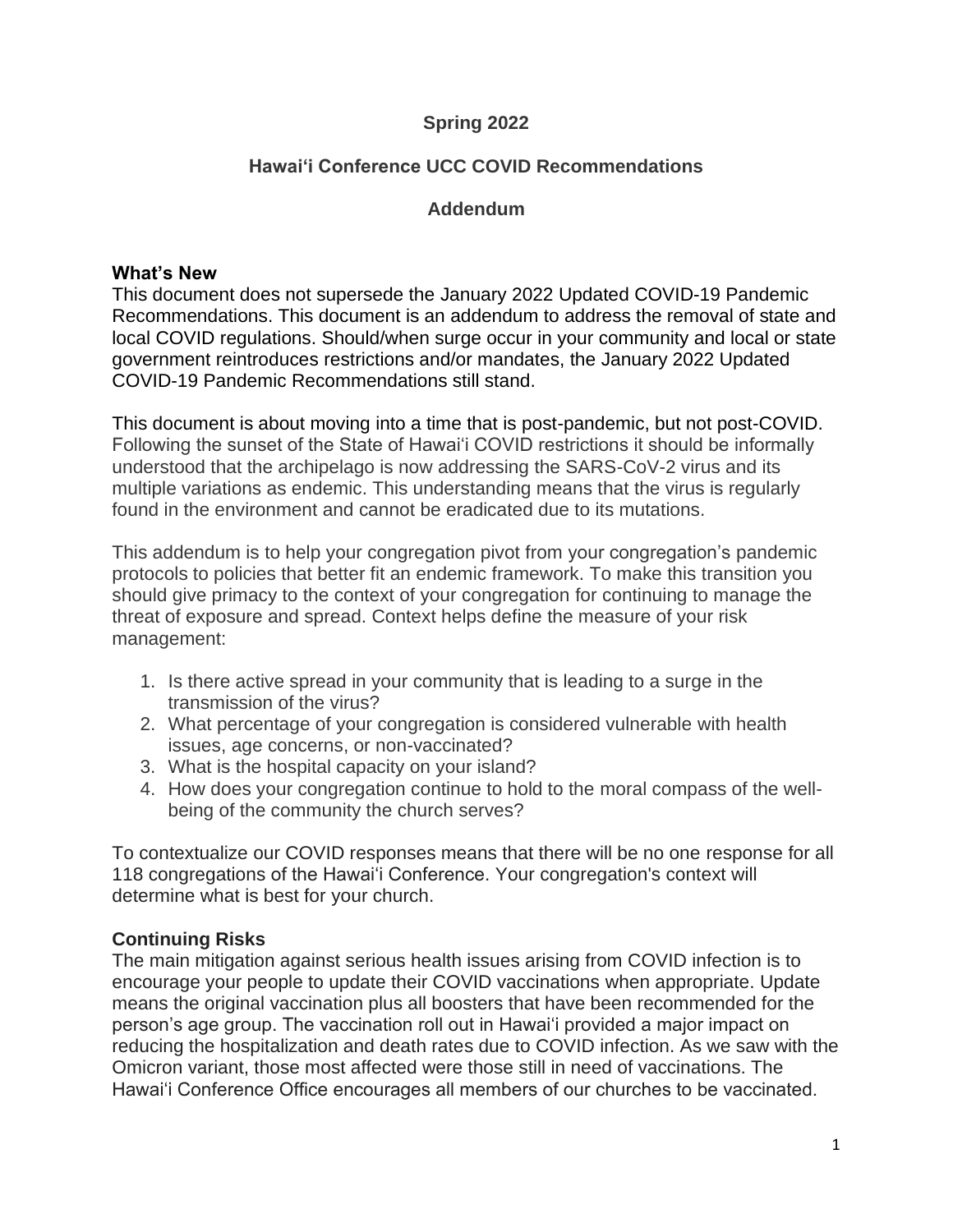**Spring 2022**

**Hawaiʻi Conference UCC COVID Recommendations**

**Addendum**

## What's New

This document does not supersede the January 2022 Updated COVID-19 Pandemic Recommendations. This document is an addendum to address the removal of state and local COVID regulations. Should/when surge occur in your community and local or state government reintroduces restrictions and/or mandates, the January 2022 Updated COVID-19 Pandemic Recommendations still stand.

This document is about moving into a time that is post-pandemic, but not post-COVID. Following the sunset of the State of Hawaiʻi COVID restrictions it should be informally understood that the archipelago is now addressing the SARS-CoV-2 virus and its multiple variations as endemic. This understanding means that the virus is regularly found in the environment and cannot be eradicated due to its mutations.

This addendum is to help your congregation pivot from your congregation's pandemic protocols to policies that better fit an endemic framework. To make this transition you should give primacy to the context of your congregation for continuing to manage the threat of exposure and spread. Context helps define the measure of your risk management:

1. Is there active spread in your community that is leading to a surge in the transmission of the virus?
2. What percentage of your congregation is considered vulnerable with health issues, age concerns, or non-vaccinated?
3. What is the hospital capacity on your island?
4. How does your congregation continue to hold to the moral compass of the well-being of the community the church serves?

To contextualize our COVID responses means that there will be no one response for all 118 congregations of the Hawaiʻi Conference. Your congregation's context will determine what is best for your church.

## Continuing Risks

The main mitigation against serious health issues arising from COVID infection is to encourage your people to update their COVID vaccinations when appropriate. Update means the original vaccination plus all boosters that have been recommended for the person's age group. The vaccination roll out in Hawaiʻi provided a major impact on reducing the hospitalization and death rates due to COVID infection. As we saw with the Omicron variant, those most affected were those still in need of vaccinations. The Hawaiʻi Conference Office encourages all members of our churches to be vaccinated.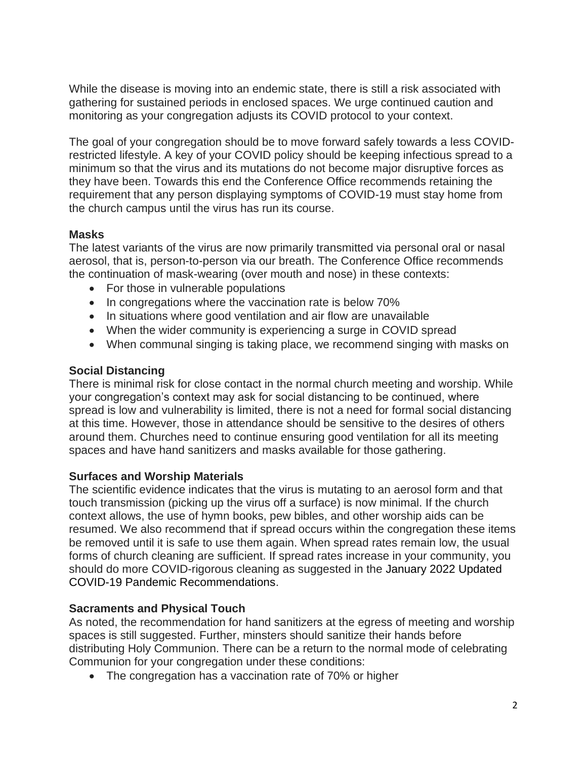While the disease is moving into an endemic state, there is still a risk associated with gathering for sustained periods in enclosed spaces. We urge continued caution and monitoring as your congregation adjusts its COVID protocol to your context.

The goal of your congregation should be to move forward safely towards a less COVID-restricted lifestyle. A key of your COVID policy should be keeping infectious spread to a minimum so that the virus and its mutations do not become major disruptive forces as they have been. Towards this end the Conference Office recommends retaining the requirement that any person displaying symptoms of COVID-19 must stay home from the church campus until the virus has run its course.

**Masks**

The latest variants of the virus are now primarily transmitted via personal oral or nasal aerosol, that is, person-to-person via our breath. The Conference Office recommends the continuation of mask-wearing (over mouth and nose) in these contexts:

- For those in vulnerable populations
- In congregations where the vaccination rate is below 70%
- In situations where good ventilation and air flow are unavailable
- When the wider community is experiencing a surge in COVID spread
- When communal singing is taking place, we recommend singing with masks on

**Social Distancing**

There is minimal risk for close contact in the normal church meeting and worship. While your congregation's context may ask for social distancing to be continued, where spread is low and vulnerability is limited, there is not a need for formal social distancing at this time. However, those in attendance should be sensitive to the desires of others around them. Churches need to continue ensuring good ventilation for all its meeting spaces and have hand sanitizers and masks available for those gathering.

**Surfaces and Worship Materials**

The scientific evidence indicates that the virus is mutating to an aerosol form and that touch transmission (picking up the virus off a surface) is now minimal. If the church context allows, the use of hymn books, pew bibles, and other worship aids can be resumed. We also recommend that if spread occurs within the congregation these items be removed until it is safe to use them again. When spread rates remain low, the usual forms of church cleaning are sufficient. If spread rates increase in your community, you should do more COVID-rigorous cleaning as suggested in the January 2022 Updated COVID-19 Pandemic Recommendations.

**Sacraments and Physical Touch**

As noted, the recommendation for hand sanitizers at the egress of meeting and worship spaces is still suggested. Further, minsters should sanitize their hands before distributing Holy Communion. There can be a return to the normal mode of celebrating Communion for your congregation under these conditions:

- The congregation has a vaccination rate of 70% or higher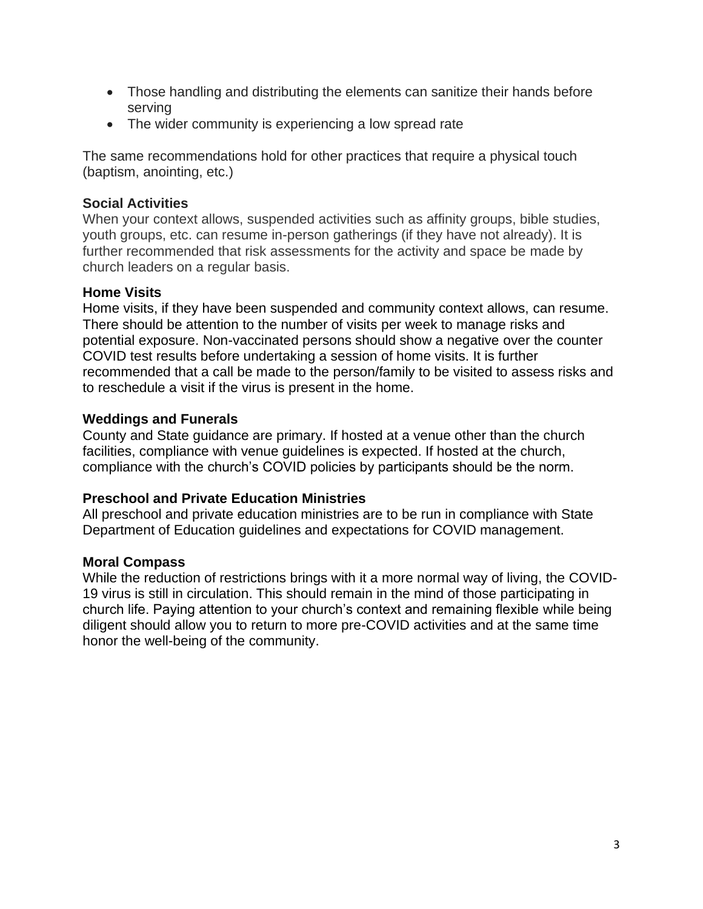- Those handling and distributing the elements can sanitize their hands before serving
- The wider community is experiencing a low spread rate

The same recommendations hold for other practices that require a physical touch (baptism, anointing, etc.)

**Social Activities**

When your context allows, suspended activities such as affinity groups, bible studies, youth groups, etc. can resume in-person gatherings (if they have not already). It is further recommended that risk assessments for the activity and space be made by church leaders on a regular basis.

**Home Visits**

Home visits, if they have been suspended and community context allows, can resume. There should be attention to the number of visits per week to manage risks and potential exposure. Non-vaccinated persons should show a negative over the counter COVID test results before undertaking a session of home visits. It is further recommended that a call be made to the person/family to be visited to assess risks and to reschedule a visit if the virus is present in the home.

**Weddings and Funerals**

County and State guidance are primary. If hosted at a venue other than the church facilities, compliance with venue guidelines is expected. If hosted at the church, compliance with the church's COVID policies by participants should be the norm.

**Preschool and Private Education Ministries**

All preschool and private education ministries are to be run in compliance with State Department of Education guidelines and expectations for COVID management.

**Moral Compass**

While the reduction of restrictions brings with it a more normal way of living, the COVID-19 virus is still in circulation. This should remain in the mind of those participating in church life. Paying attention to your church's context and remaining flexible while being diligent should allow you to return to more pre-COVID activities and at the same time honor the well-being of the community.